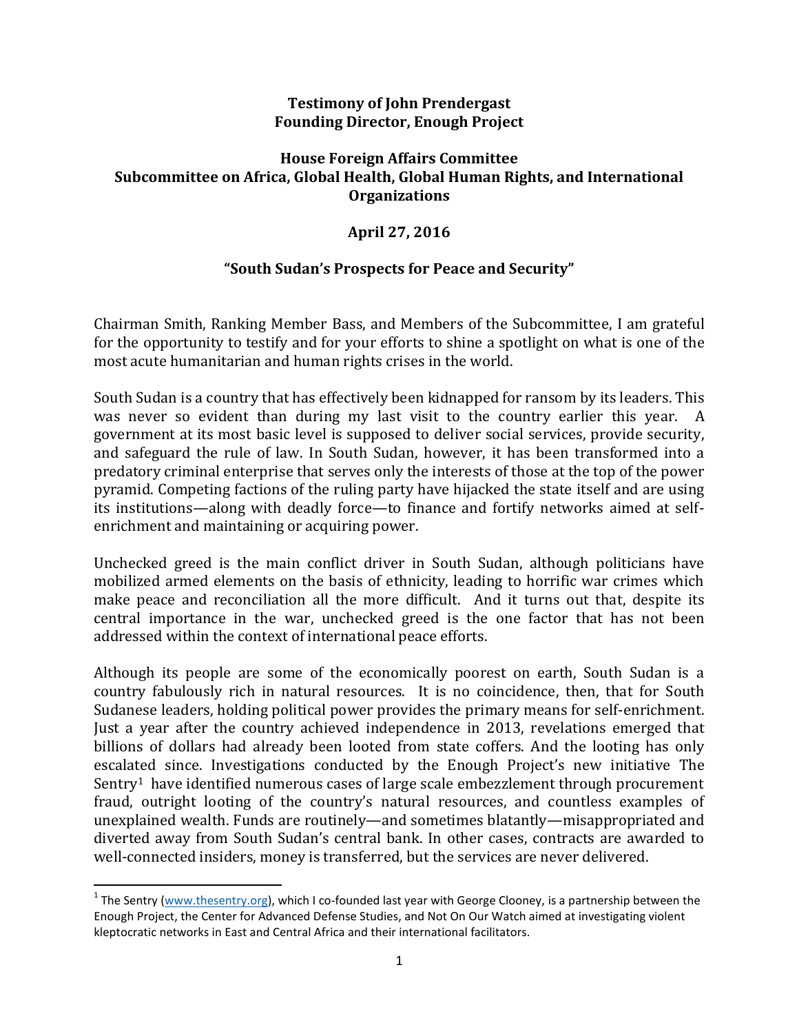**Testimony of John Prendergast**
**Founding Director, Enough Project**

**House Foreign Affairs Committee**
**Subcommittee on Africa, Global Health, Global Human Rights, and International Organizations**

**April 27, 2016**

**"South Sudan's Prospects for Peace and Security"**

Chairman Smith, Ranking Member Bass, and Members of the Subcommittee, I am grateful for the opportunity to testify and for your efforts to shine a spotlight on what is one of the most acute humanitarian and human rights crises in the world.

South Sudan is a country that has effectively been kidnapped for ransom by its leaders. This was never so evident than during my last visit to the country earlier this year. A government at its most basic level is supposed to deliver social services, provide security, and safeguard the rule of law. In South Sudan, however, it has been transformed into a predatory criminal enterprise that serves only the interests of those at the top of the power pyramid. Competing factions of the ruling party have hijacked the state itself and are using its institutions—along with deadly force—to finance and fortify networks aimed at self-enrichment and maintaining or acquiring power.

Unchecked greed is the main conflict driver in South Sudan, although politicians have mobilized armed elements on the basis of ethnicity, leading to horrific war crimes which make peace and reconciliation all the more difficult. And it turns out that, despite its central importance in the war, unchecked greed is the one factor that has not been addressed within the context of international peace efforts.

Although its people are some of the economically poorest on earth, South Sudan is a country fabulously rich in natural resources. It is no coincidence, then, that for South Sudanese leaders, holding political power provides the primary means for self-enrichment. Just a year after the country achieved independence in 2013, revelations emerged that billions of dollars had already been looted from state coffers. And the looting has only escalated since. Investigations conducted by the Enough Project's new initiative The Sentry[1] have identified numerous cases of large scale embezzlement through procurement fraud, outright looting of the country's natural resources, and countless examples of unexplained wealth. Funds are routinely—and sometimes blatantly—misappropriated and diverted away from South Sudan's central bank. In other cases, contracts are awarded to well-connected insiders, money is transferred, but the services are never delivered.

---

[1] The Sentry (www.thesentry.org), which I co-founded last year with George Clooney, is a partnership between the Enough Project, the Center for Advanced Defense Studies, and Not On Our Watch aimed at investigating violent kleptocratic networks in East and Central Africa and their international facilitators.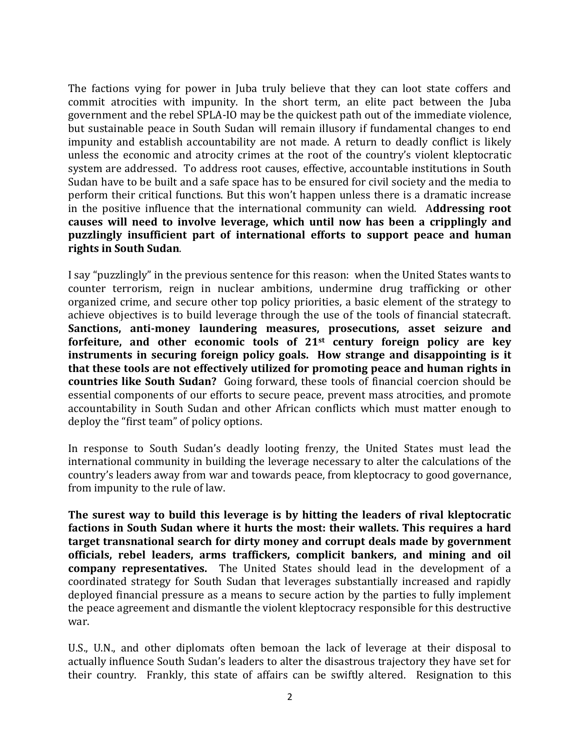The factions vying for power in Juba truly believe that they can loot state coffers and commit atrocities with impunity. In the short term, an elite pact between the Juba government and the rebel SPLA-IO may be the quickest path out of the immediate violence, but sustainable peace in South Sudan will remain illusory if fundamental changes to end impunity and establish accountability are not made. A return to deadly conflict is likely unless the economic and atrocity crimes at the root of the country's violent kleptocratic system are addressed. To address root causes, effective, accountable institutions in South Sudan have to be built and a safe space has to be ensured for civil society and the media to perform their critical functions. But this won't happen unless there is a dramatic increase in the positive influence that the international community can wield. A**ddressing root causes will need to involve leverage, which until now has been a cripplingly and puzzlingly insufficient part of international efforts to support peace and human rights in South Sudan**.

I say "puzzlingly" in the previous sentence for this reason: when the United States wants to counter terrorism, reign in nuclear ambitions, undermine drug trafficking or other organized crime, and secure other top policy priorities, a basic element of the strategy to achieve objectives is to build leverage through the use of the tools of financial statecraft. **Sanctions, anti-money laundering measures, prosecutions, asset seizure and forfeiture, and other economic tools of 21st century foreign policy are key instruments in securing foreign policy goals. How strange and disappointing is it that these tools are not effectively utilized for promoting peace and human rights in countries like South Sudan?** Going forward, these tools of financial coercion should be essential components of our efforts to secure peace, prevent mass atrocities, and promote accountability in South Sudan and other African conflicts which must matter enough to deploy the "first team" of policy options.

In response to South Sudan's deadly looting frenzy, the United States must lead the international community in building the leverage necessary to alter the calculations of the country's leaders away from war and towards peace, from kleptocracy to good governance, from impunity to the rule of law.

**The surest way to build this leverage is by hitting the leaders of rival kleptocratic factions in South Sudan where it hurts the most: their wallets. This requires a hard target transnational search for dirty money and corrupt deals made by government officials, rebel leaders, arms traffickers, complicit bankers, and mining and oil company representatives.** The United States should lead in the development of a coordinated strategy for South Sudan that leverages substantially increased and rapidly deployed financial pressure as a means to secure action by the parties to fully implement the peace agreement and dismantle the violent kleptocracy responsible for this destructive war.

U.S., U.N., and other diplomats often bemoan the lack of leverage at their disposal to actually influence South Sudan's leaders to alter the disastrous trajectory they have set for their country. Frankly, this state of affairs can be swiftly altered. Resignation to this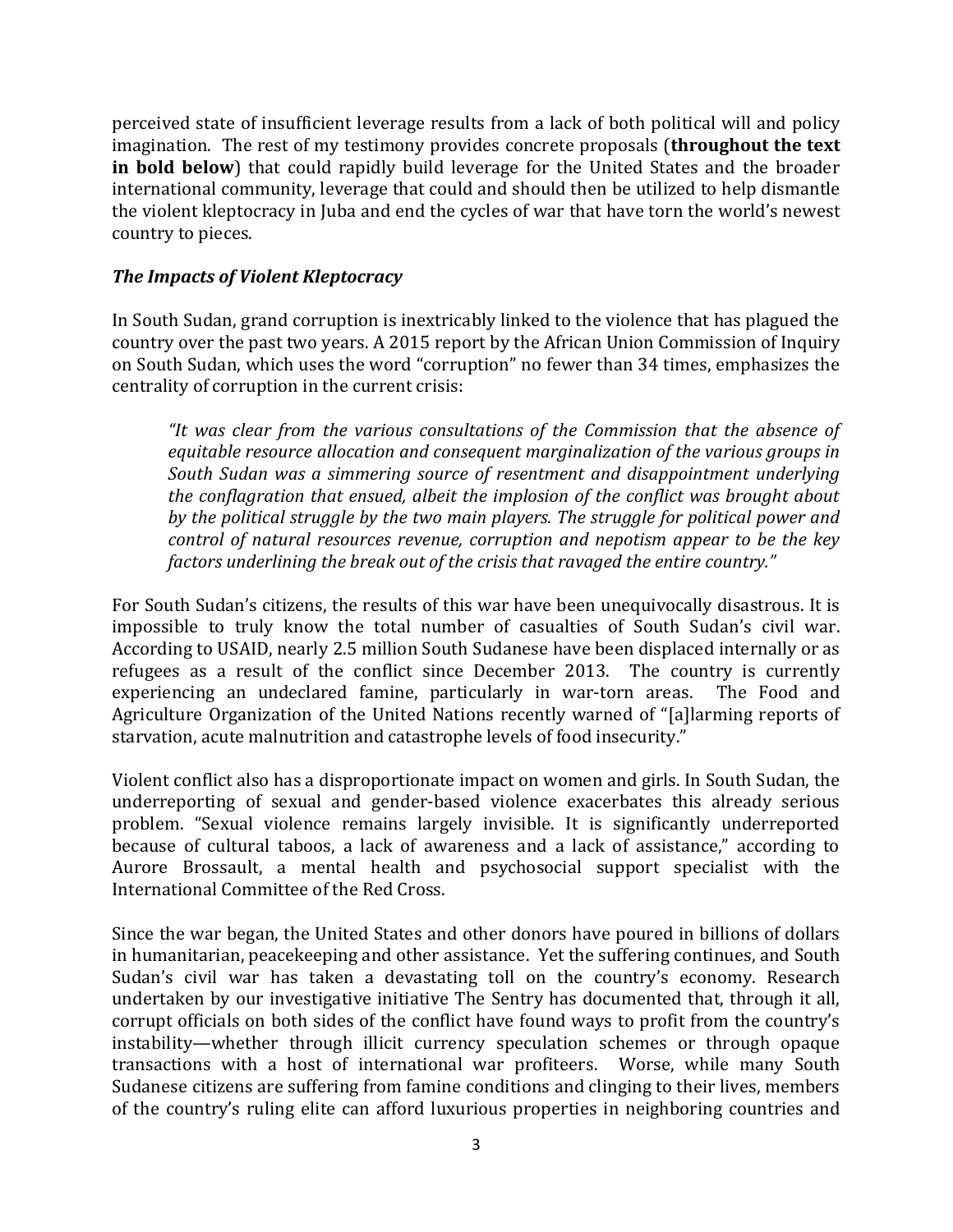perceived state of insufficient leverage results from a lack of both political will and policy imagination. The rest of my testimony provides concrete proposals (**throughout the text in bold below**) that could rapidly build leverage for the United States and the broader international community, leverage that could and should then be utilized to help dismantle the violent kleptocracy in Juba and end the cycles of war that have torn the world's newest country to pieces.

***The Impacts of Violent Kleptocracy***

In South Sudan, grand corruption is inextricably linked to the violence that has plagued the country over the past two years. A 2015 report by the African Union Commission of Inquiry on South Sudan, which uses the word "corruption" no fewer than 34 times, emphasizes the centrality of corruption in the current crisis:

> *"It was clear from the various consultations of the Commission that the absence of equitable resource allocation and consequent marginalization of the various groups in South Sudan was a simmering source of resentment and disappointment underlying the conflagration that ensued, albeit the implosion of the conflict was brought about by the political struggle by the two main players. The struggle for political power and control of natural resources revenue, corruption and nepotism appear to be the key factors underlining the break out of the crisis that ravaged the entire country."*

For South Sudan's citizens, the results of this war have been unequivocally disastrous. It is impossible to truly know the total number of casualties of South Sudan's civil war. According to USAID, nearly 2.5 million South Sudanese have been displaced internally or as refugees as a result of the conflict since December 2013. The country is currently experiencing an undeclared famine, particularly in war-torn areas. The Food and Agriculture Organization of the United Nations recently warned of "[a]larming reports of starvation, acute malnutrition and catastrophe levels of food insecurity."

Violent conflict also has a disproportionate impact on women and girls. In South Sudan, the underreporting of sexual and gender-based violence exacerbates this already serious problem. "Sexual violence remains largely invisible. It is significantly underreported because of cultural taboos, a lack of awareness and a lack of assistance," according to Aurore Brossault, a mental health and psychosocial support specialist with the International Committee of the Red Cross.

Since the war began, the United States and other donors have poured in billions of dollars in humanitarian, peacekeeping and other assistance. Yet the suffering continues, and South Sudan's civil war has taken a devastating toll on the country's economy. Research undertaken by our investigative initiative The Sentry has documented that, through it all, corrupt officials on both sides of the conflict have found ways to profit from the country's instability—whether through illicit currency speculation schemes or through opaque transactions with a host of international war profiteers. Worse, while many South Sudanese citizens are suffering from famine conditions and clinging to their lives, members of the country's ruling elite can afford luxurious properties in neighboring countries and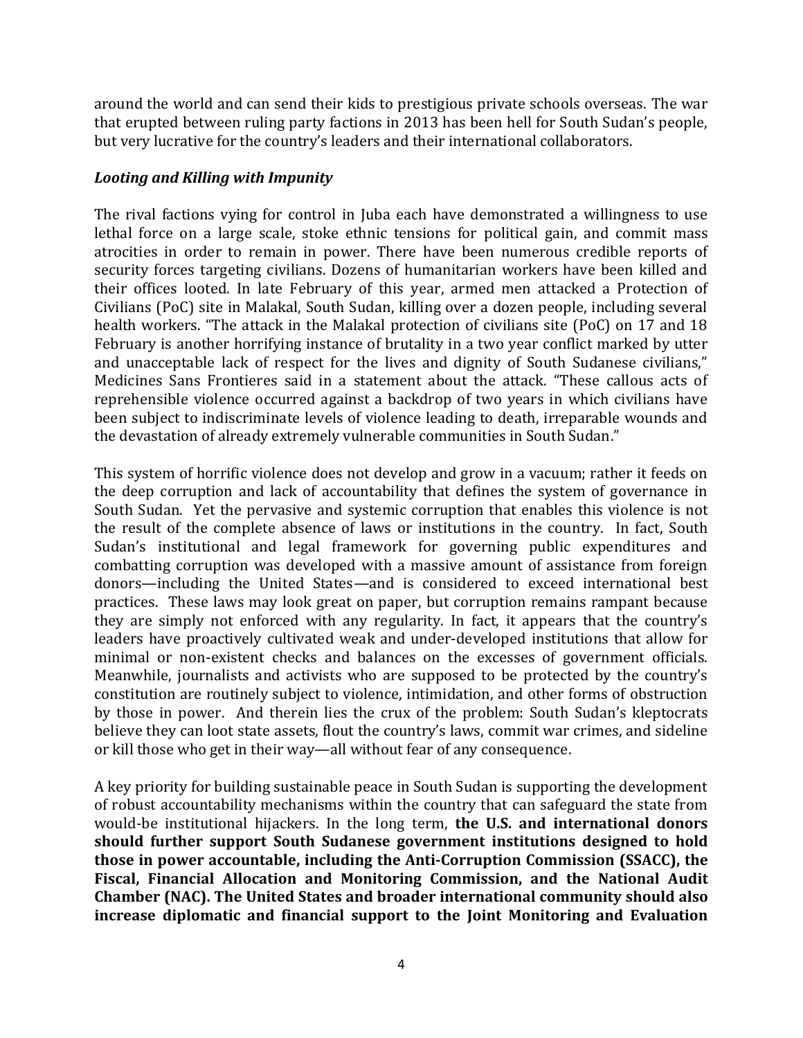around the world and can send their kids to prestigious private schools overseas. The war that erupted between ruling party factions in 2013 has been hell for South Sudan's people, but very lucrative for the country's leaders and their international collaborators.

***Looting and Killing with Impunity***

The rival factions vying for control in Juba each have demonstrated a willingness to use lethal force on a large scale, stoke ethnic tensions for political gain, and commit mass atrocities in order to remain in power. There have been numerous credible reports of security forces targeting civilians. Dozens of humanitarian workers have been killed and their offices looted. In late February of this year, armed men attacked a Protection of Civilians (PoC) site in Malakal, South Sudan, killing over a dozen people, including several health workers. "The attack in the Malakal protection of civilians site (PoC) on 17 and 18 February is another horrifying instance of brutality in a two year conflict marked by utter and unacceptable lack of respect for the lives and dignity of South Sudanese civilians," Medicines Sans Frontieres said in a statement about the attack. "These callous acts of reprehensible violence occurred against a backdrop of two years in which civilians have been subject to indiscriminate levels of violence leading to death, irreparable wounds and the devastation of already extremely vulnerable communities in South Sudan."

This system of horrific violence does not develop and grow in a vacuum; rather it feeds on the deep corruption and lack of accountability that defines the system of governance in South Sudan. Yet the pervasive and systemic corruption that enables this violence is not the result of the complete absence of laws or institutions in the country. In fact, South Sudan's institutional and legal framework for governing public expenditures and combatting corruption was developed with a massive amount of assistance from foreign donors—including the United States—and is considered to exceed international best practices. These laws may look great on paper, but corruption remains rampant because they are simply not enforced with any regularity. In fact, it appears that the country's leaders have proactively cultivated weak and under-developed institutions that allow for minimal or non-existent checks and balances on the excesses of government officials. Meanwhile, journalists and activists who are supposed to be protected by the country's constitution are routinely subject to violence, intimidation, and other forms of obstruction by those in power. And therein lies the crux of the problem: South Sudan's kleptocrats believe they can loot state assets, flout the country's laws, commit war crimes, and sideline or kill those who get in their way—all without fear of any consequence.

A key priority for building sustainable peace in South Sudan is supporting the development of robust accountability mechanisms within the country that can safeguard the state from would-be institutional hijackers. In the long term, **the U.S. and international donors should further support South Sudanese government institutions designed to hold those in power accountable, including the Anti-Corruption Commission (SSACC), the Fiscal, Financial Allocation and Monitoring Commission, and the National Audit Chamber (NAC). The United States and broader international community should also increase diplomatic and financial support to the Joint Monitoring and Evaluation**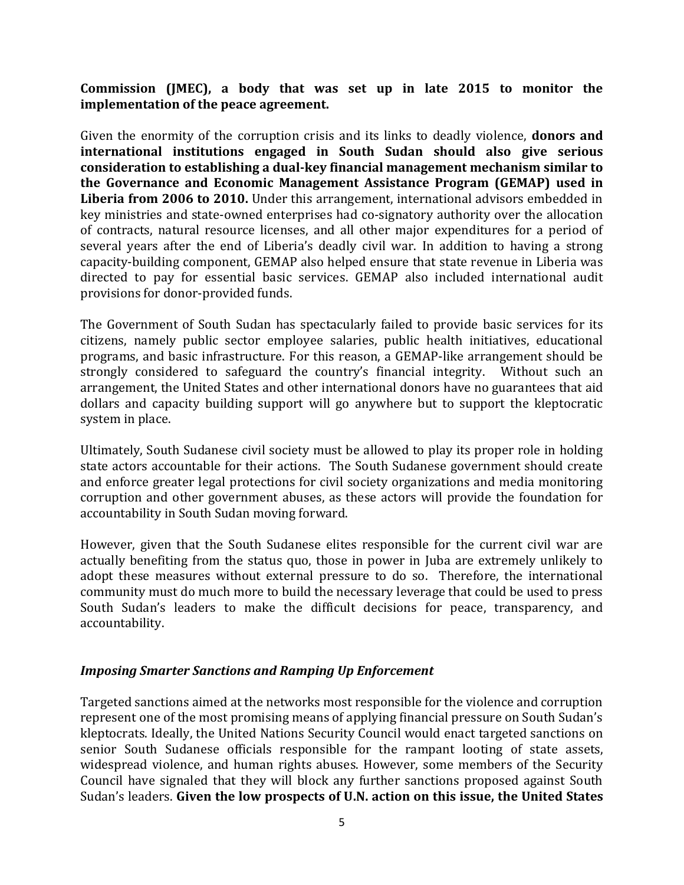**Commission (JMEC), a body that was set up in late 2015 to monitor the implementation of the peace agreement.**

Given the enormity of the corruption crisis and its links to deadly violence, **donors and international institutions engaged in South Sudan should also give serious consideration to establishing a dual-key financial management mechanism similar to the Governance and Economic Management Assistance Program (GEMAP) used in Liberia from 2006 to 2010.** Under this arrangement, international advisors embedded in key ministries and state-owned enterprises had co-signatory authority over the allocation of contracts, natural resource licenses, and all other major expenditures for a period of several years after the end of Liberia's deadly civil war. In addition to having a strong capacity-building component, GEMAP also helped ensure that state revenue in Liberia was directed to pay for essential basic services. GEMAP also included international audit provisions for donor-provided funds.

The Government of South Sudan has spectacularly failed to provide basic services for its citizens, namely public sector employee salaries, public health initiatives, educational programs, and basic infrastructure. For this reason, a GEMAP-like arrangement should be strongly considered to safeguard the country's financial integrity. Without such an arrangement, the United States and other international donors have no guarantees that aid dollars and capacity building support will go anywhere but to support the kleptocratic system in place.

Ultimately, South Sudanese civil society must be allowed to play its proper role in holding state actors accountable for their actions. The South Sudanese government should create and enforce greater legal protections for civil society organizations and media monitoring corruption and other government abuses, as these actors will provide the foundation for accountability in South Sudan moving forward.

However, given that the South Sudanese elites responsible for the current civil war are actually benefiting from the status quo, those in power in Juba are extremely unlikely to adopt these measures without external pressure to do so. Therefore, the international community must do much more to build the necessary leverage that could be used to press South Sudan's leaders to make the difficult decisions for peace, transparency, and accountability.

### ***Imposing Smarter Sanctions and Ramping Up Enforcement***

Targeted sanctions aimed at the networks most responsible for the violence and corruption represent one of the most promising means of applying financial pressure on South Sudan's kleptocrats. Ideally, the United Nations Security Council would enact targeted sanctions on senior South Sudanese officials responsible for the rampant looting of state assets, widespread violence, and human rights abuses. However, some members of the Security Council have signaled that they will block any further sanctions proposed against South Sudan's leaders. **Given the low prospects of U.N. action on this issue, the United States**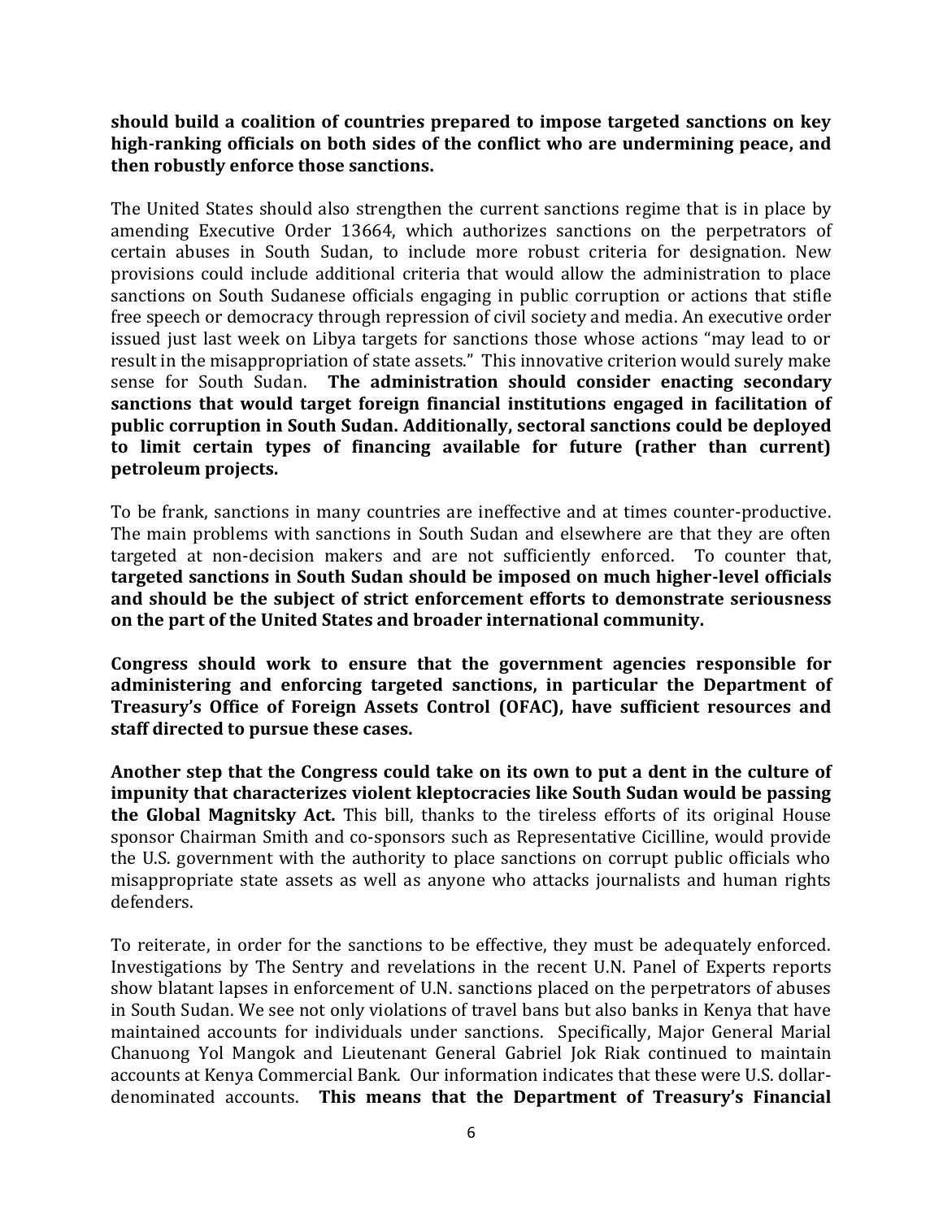**should build a coalition of countries prepared to impose targeted sanctions on key high-ranking officials on both sides of the conflict who are undermining peace, and then robustly enforce those sanctions.**

The United States should also strengthen the current sanctions regime that is in place by amending Executive Order 13664, which authorizes sanctions on the perpetrators of certain abuses in South Sudan, to include more robust criteria for designation. New provisions could include additional criteria that would allow the administration to place sanctions on South Sudanese officials engaging in public corruption or actions that stifle free speech or democracy through repression of civil society and media. An executive order issued just last week on Libya targets for sanctions those whose actions "may lead to or result in the misappropriation of state assets." This innovative criterion would surely make sense for South Sudan. **The administration should consider enacting secondary sanctions that would target foreign financial institutions engaged in facilitation of public corruption in South Sudan. Additionally, sectoral sanctions could be deployed to limit certain types of financing available for future (rather than current) petroleum projects.**

To be frank, sanctions in many countries are ineffective and at times counter-productive. The main problems with sanctions in South Sudan and elsewhere are that they are often targeted at non-decision makers and are not sufficiently enforced. To counter that, **targeted sanctions in South Sudan should be imposed on much higher-level officials and should be the subject of strict enforcement efforts to demonstrate seriousness on the part of the United States and broader international community.**

**Congress should work to ensure that the government agencies responsible for administering and enforcing targeted sanctions, in particular the Department of Treasury's Office of Foreign Assets Control (OFAC), have sufficient resources and staff directed to pursue these cases.**

**Another step that the Congress could take on its own to put a dent in the culture of impunity that characterizes violent kleptocracies like South Sudan would be passing the Global Magnitsky Act.** This bill, thanks to the tireless efforts of its original House sponsor Chairman Smith and co-sponsors such as Representative Cicilline, would provide the U.S. government with the authority to place sanctions on corrupt public officials who misappropriate state assets as well as anyone who attacks journalists and human rights defenders.

To reiterate, in order for the sanctions to be effective, they must be adequately enforced. Investigations by The Sentry and revelations in the recent U.N. Panel of Experts reports show blatant lapses in enforcement of U.N. sanctions placed on the perpetrators of abuses in South Sudan. We see not only violations of travel bans but also banks in Kenya that have maintained accounts for individuals under sanctions. Specifically, Major General Marial Chanuong Yol Mangok and Lieutenant General Gabriel Jok Riak continued to maintain accounts at Kenya Commercial Bank. Our information indicates that these were U.S. dollar-denominated accounts. **This means that the Department of Treasury's Financial**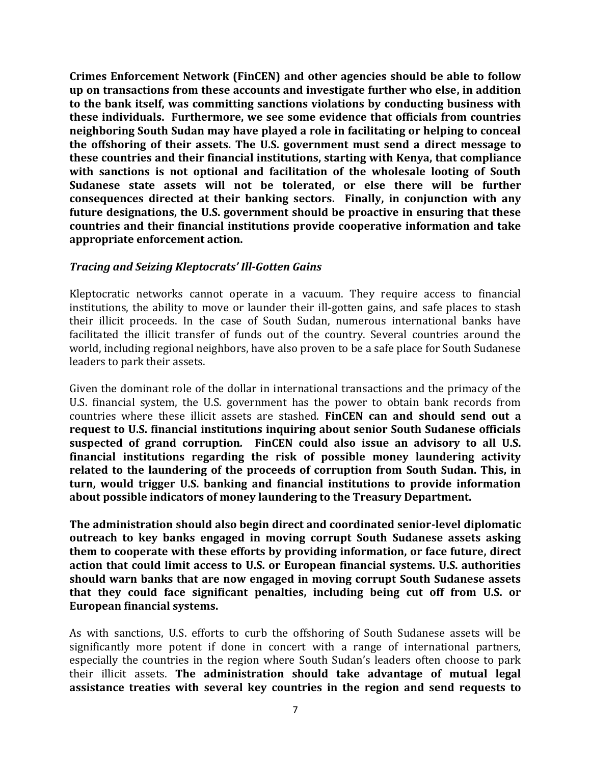**Crimes Enforcement Network (FinCEN) and other agencies should be able to follow up on transactions from these accounts and investigate further who else, in addition to the bank itself, was committing sanctions violations by conducting business with these individuals. Furthermore, we see some evidence that officials from countries neighboring South Sudan may have played a role in facilitating or helping to conceal the offshoring of their assets. The U.S. government must send a direct message to these countries and their financial institutions, starting with Kenya, that compliance with sanctions is not optional and facilitation of the wholesale looting of South Sudanese state assets will not be tolerated, or else there will be further consequences directed at their banking sectors. Finally, in conjunction with any future designations, the U.S. government should be proactive in ensuring that these countries and their financial institutions provide cooperative information and take appropriate enforcement action.**

***Tracing and Seizing Kleptocrats' Ill-Gotten Gains***

Kleptocratic networks cannot operate in a vacuum. They require access to financial institutions, the ability to move or launder their ill-gotten gains, and safe places to stash their illicit proceeds. In the case of South Sudan, numerous international banks have facilitated the illicit transfer of funds out of the country. Several countries around the world, including regional neighbors, have also proven to be a safe place for South Sudanese leaders to park their assets.

Given the dominant role of the dollar in international transactions and the primacy of the U.S. financial system, the U.S. government has the power to obtain bank records from countries where these illicit assets are stashed. **FinCEN can and should send out a request to U.S. financial institutions inquiring about senior South Sudanese officials suspected of grand corruption. FinCEN could also issue an advisory to all U.S. financial institutions regarding the risk of possible money laundering activity related to the laundering of the proceeds of corruption from South Sudan. This, in turn, would trigger U.S. banking and financial institutions to provide information about possible indicators of money laundering to the Treasury Department.**

**The administration should also begin direct and coordinated senior-level diplomatic outreach to key banks engaged in moving corrupt South Sudanese assets asking them to cooperate with these efforts by providing information, or face future, direct action that could limit access to U.S. or European financial systems. U.S. authorities should warn banks that are now engaged in moving corrupt South Sudanese assets that they could face significant penalties, including being cut off from U.S. or European financial systems.**

As with sanctions, U.S. efforts to curb the offshoring of South Sudanese assets will be significantly more potent if done in concert with a range of international partners, especially the countries in the region where South Sudan's leaders often choose to park their illicit assets. **The administration should take advantage of mutual legal assistance treaties with several key countries in the region and send requests to**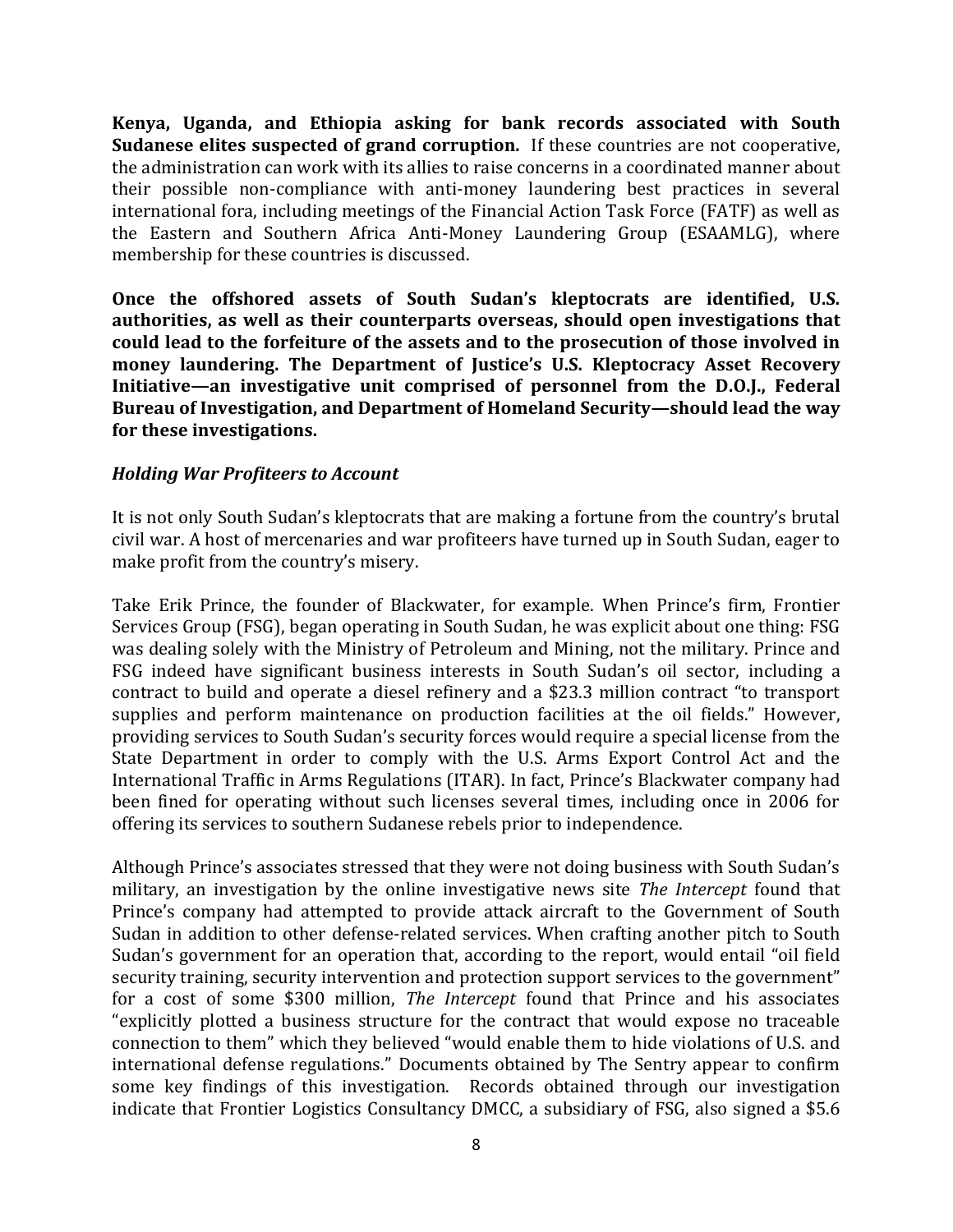**Kenya, Uganda, and Ethiopia asking for bank records associated with South Sudanese elites suspected of grand corruption.** If these countries are not cooperative, the administration can work with its allies to raise concerns in a coordinated manner about their possible non-compliance with anti-money laundering best practices in several international fora, including meetings of the Financial Action Task Force (FATF) as well as the Eastern and Southern Africa Anti-Money Laundering Group (ESAAMLG), where membership for these countries is discussed.

**Once the offshored assets of South Sudan's kleptocrats are identified, U.S. authorities, as well as their counterparts overseas, should open investigations that could lead to the forfeiture of the assets and to the prosecution of those involved in money laundering. The Department of Justice's U.S. Kleptocracy Asset Recovery Initiative—an investigative unit comprised of personnel from the D.O.J., Federal Bureau of Investigation, and Department of Homeland Security—should lead the way for these investigations.**

### *Holding War Profiteers to Account*

It is not only South Sudan's kleptocrats that are making a fortune from the country's brutal civil war. A host of mercenaries and war profiteers have turned up in South Sudan, eager to make profit from the country's misery.

Take Erik Prince, the founder of Blackwater, for example. When Prince's firm, Frontier Services Group (FSG), began operating in South Sudan, he was explicit about one thing: FSG was dealing solely with the Ministry of Petroleum and Mining, not the military. Prince and FSG indeed have significant business interests in South Sudan's oil sector, including a contract to build and operate a diesel refinery and a $23.3 million contract "to transport supplies and perform maintenance on production facilities at the oil fields." However, providing services to South Sudan's security forces would require a special license from the State Department in order to comply with the U.S. Arms Export Control Act and the International Traffic in Arms Regulations (ITAR). In fact, Prince's Blackwater company had been fined for operating without such licenses several times, including once in 2006 for offering its services to southern Sudanese rebels prior to independence.

Although Prince's associates stressed that they were not doing business with South Sudan's military, an investigation by the online investigative news site *The Intercept* found that Prince's company had attempted to provide attack aircraft to the Government of South Sudan in addition to other defense-related services. When crafting another pitch to South Sudan's government for an operation that, according to the report, would entail "oil field security training, security intervention and protection support services to the government" for a cost of some $300 million, *The Intercept* found that Prince and his associates "explicitly plotted a business structure for the contract that would expose no traceable connection to them" which they believed "would enable them to hide violations of U.S. and international defense regulations." Documents obtained by The Sentry appear to confirm some key findings of this investigation. Records obtained through our investigation indicate that Frontier Logistics Consultancy DMCC, a subsidiary of FSG, also signed a $5.6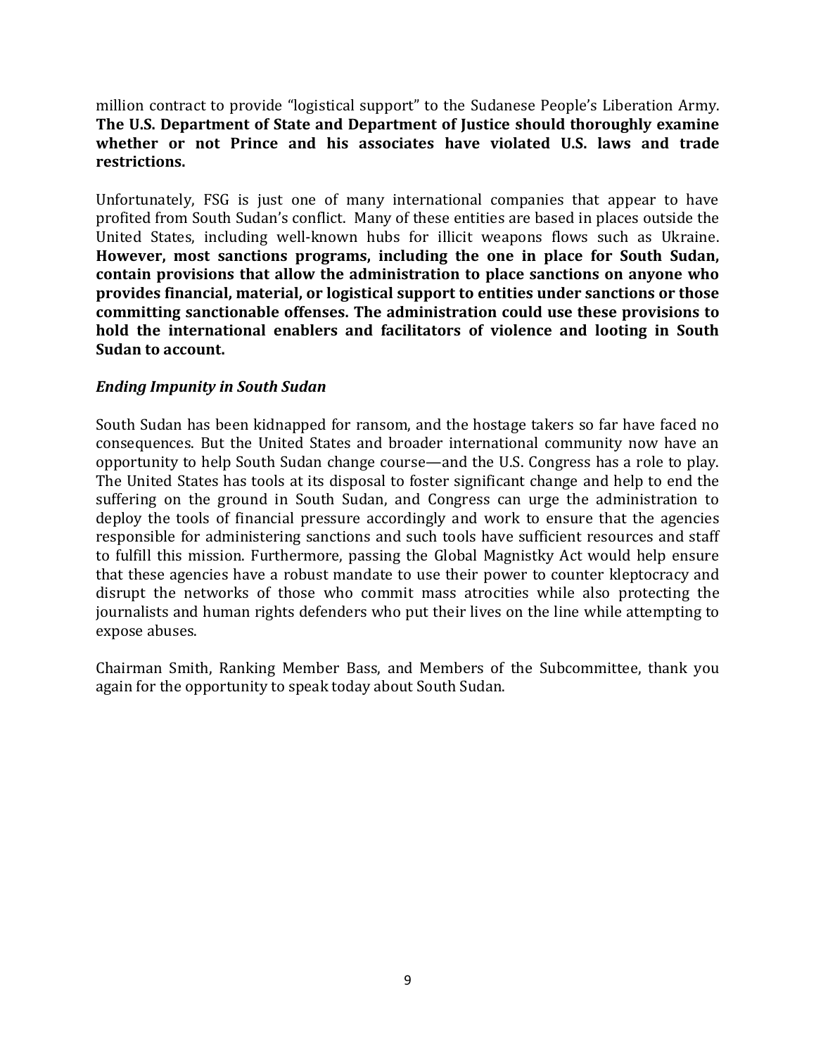million contract to provide "logistical support" to the Sudanese People's Liberation Army. **The U.S. Department of State and Department of Justice should thoroughly examine whether or not Prince and his associates have violated U.S. laws and trade restrictions.**

Unfortunately, FSG is just one of many international companies that appear to have profited from South Sudan's conflict. Many of these entities are based in places outside the United States, including well-known hubs for illicit weapons flows such as Ukraine. **However, most sanctions programs, including the one in place for South Sudan, contain provisions that allow the administration to place sanctions on anyone who provides financial, material, or logistical support to entities under sanctions or those committing sanctionable offenses. The administration could use these provisions to hold the international enablers and facilitators of violence and looting in South Sudan to account.**

### *Ending Impunity in South Sudan*

South Sudan has been kidnapped for ransom, and the hostage takers so far have faced no consequences. But the United States and broader international community now have an opportunity to help South Sudan change course—and the U.S. Congress has a role to play. The United States has tools at its disposal to foster significant change and help to end the suffering on the ground in South Sudan, and Congress can urge the administration to deploy the tools of financial pressure accordingly and work to ensure that the agencies responsible for administering sanctions and such tools have sufficient resources and staff to fulfill this mission. Furthermore, passing the Global Magnistky Act would help ensure that these agencies have a robust mandate to use their power to counter kleptocracy and disrupt the networks of those who commit mass atrocities while also protecting the journalists and human rights defenders who put their lives on the line while attempting to expose abuses.

Chairman Smith, Ranking Member Bass, and Members of the Subcommittee, thank you again for the opportunity to speak today about South Sudan.